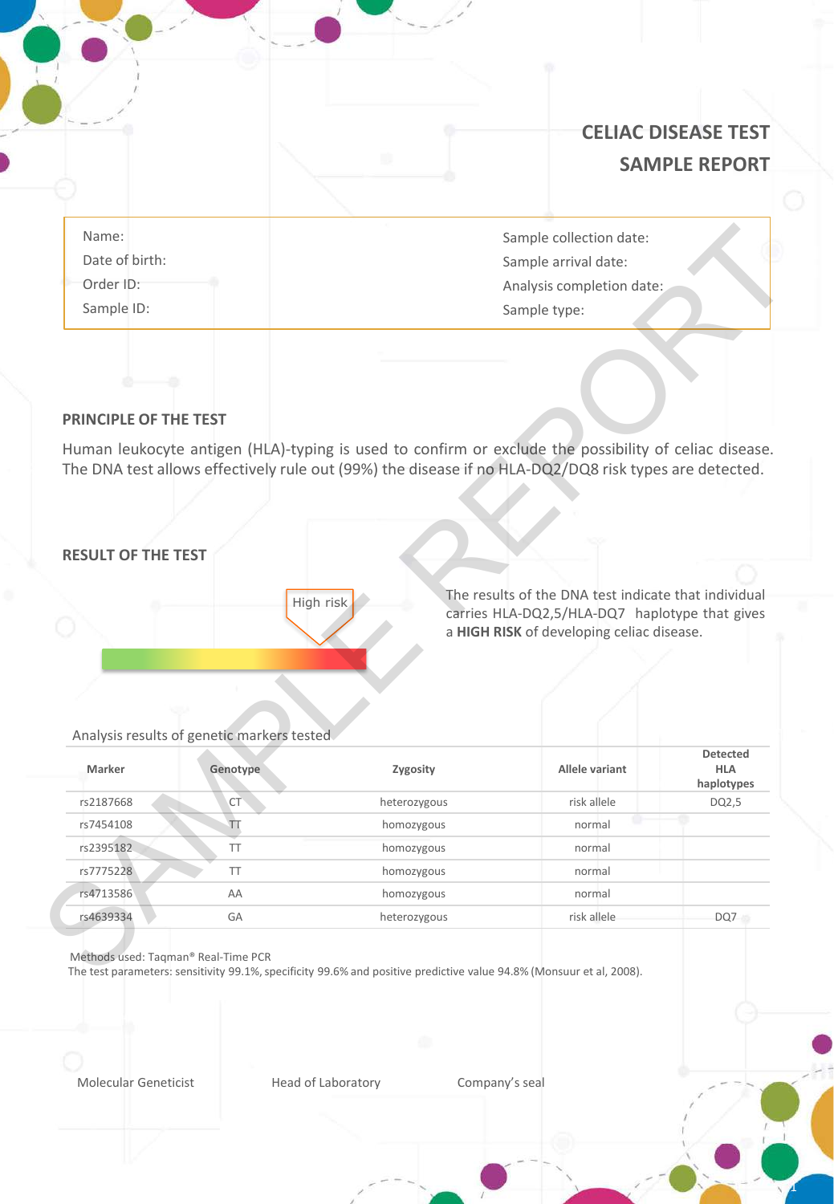# CELIAC DISEASE TEST
# SAMPLE REPORT

| | |
|---|---|
| Name: | Sample collection date: |
| Date of birth: | Sample arrival date: |
| Order ID: | Analysis completion date: |
| Sample ID: | Sample type: |

## PRINCIPLE OF THE TEST

Human leukocyte antigen (HLA)-typing is used to confirm or exclude the possibility of celiac disease. The DNA test allows effectively rule out (99%) the disease if no HLA-DQ2/DQ8 risk types are detected.

## RESULT OF THE TEST

High risk

The results of the DNA test indicate that individual carries HLA-DQ2,5/HLA-DQ7 haplotype that gives a **HIGH RISK** of developing celiac disease.

Analysis results of genetic markers tested

| Marker | Genotype | Zygosity | Allele variant | Detected HLA haplotypes |
|---|---|---|---|---|
| rs2187668 | CT | heterozygous | risk allele | DQ2,5 |
| rs7454108 | TT | homozygous | normal | |
| rs2395182 | TT | homozygous | normal | |
| rs7775228 | TT | homozygous | normal | |
| rs4713586 | AA | homozygous | normal | |
| rs4639334 | GA | heterozygous | risk allele | DQ7 |

Methods used: Taqman® Real-Time PCR

The test parameters: sensitivity 99.1%, specificity 99.6% and positive predictive value 94.8% (Monsuur et al, 2008).

Molecular Geneticist　　　Head of Laboratory　　　Company's seal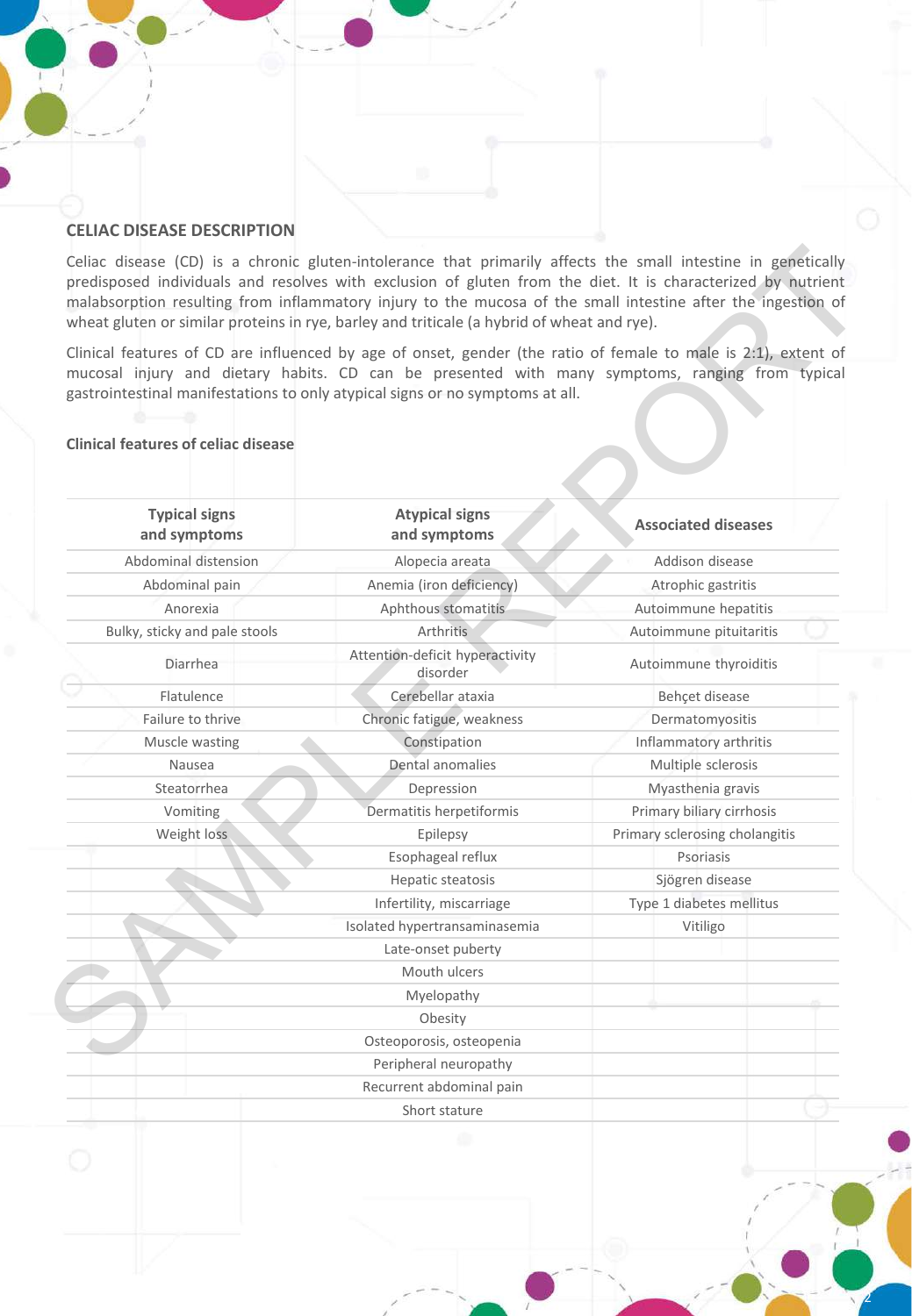## CELIAC DISEASE DESCRIPTION

Celiac disease (CD) is a chronic gluten-intolerance that primarily affects the small intestine in genetically predisposed individuals and resolves with exclusion of gluten from the diet. It is characterized by nutrient malabsorption resulting from inflammatory injury to the mucosa of the small intestine after the ingestion of wheat gluten or similar proteins in rye, barley and triticale (a hybrid of wheat and rye).

Clinical features of CD are influenced by age of onset, gender (the ratio of female to male is 2:1), extent of mucosal injury and dietary habits. CD can be presented with many symptoms, ranging from typical gastrointestinal manifestations to only atypical signs or no symptoms at all.

### Clinical features of celiac disease

| Typical signs and symptoms | Atypical signs and symptoms | Associated diseases |
|---|---|---|
| Abdominal distension | Alopecia areata | Addison disease |
| Abdominal pain | Anemia (iron deficiency) | Atrophic gastritis |
| Anorexia | Aphthous stomatitis | Autoimmune hepatitis |
| Bulky, sticky and pale stools | Arthritis | Autoimmune pituitaritis |
| Diarrhea | Attention-deficit hyperactivity disorder | Autoimmune thyroiditis |
| Flatulence | Cerebellar ataxia | Behçet disease |
| Failure to thrive | Chronic fatigue, weakness | Dermatomyositis |
| Muscle wasting | Constipation | Inflammatory arthritis |
| Nausea | Dental anomalies | Multiple sclerosis |
| Steatorrhea | Depression | Myasthenia gravis |
| Vomiting | Dermatitis herpetiformis | Primary biliary cirrhosis |
| Weight loss | Epilepsy | Primary sclerosing cholangitis |
| | Esophageal reflux | Psoriasis |
| | Hepatic steatosis | Sjögren disease |
| | Infertility, miscarriage | Type 1 diabetes mellitus |
| | Isolated hypertransaminasemia | Vitiligo |
| | Late-onset puberty | |
| | Mouth ulcers | |
| | Myelopathy | |
| | Obesity | |
| | Osteoporosis, osteopenia | |
| | Peripheral neuropathy | |
| | Recurrent abdominal pain | |
| | Short stature | |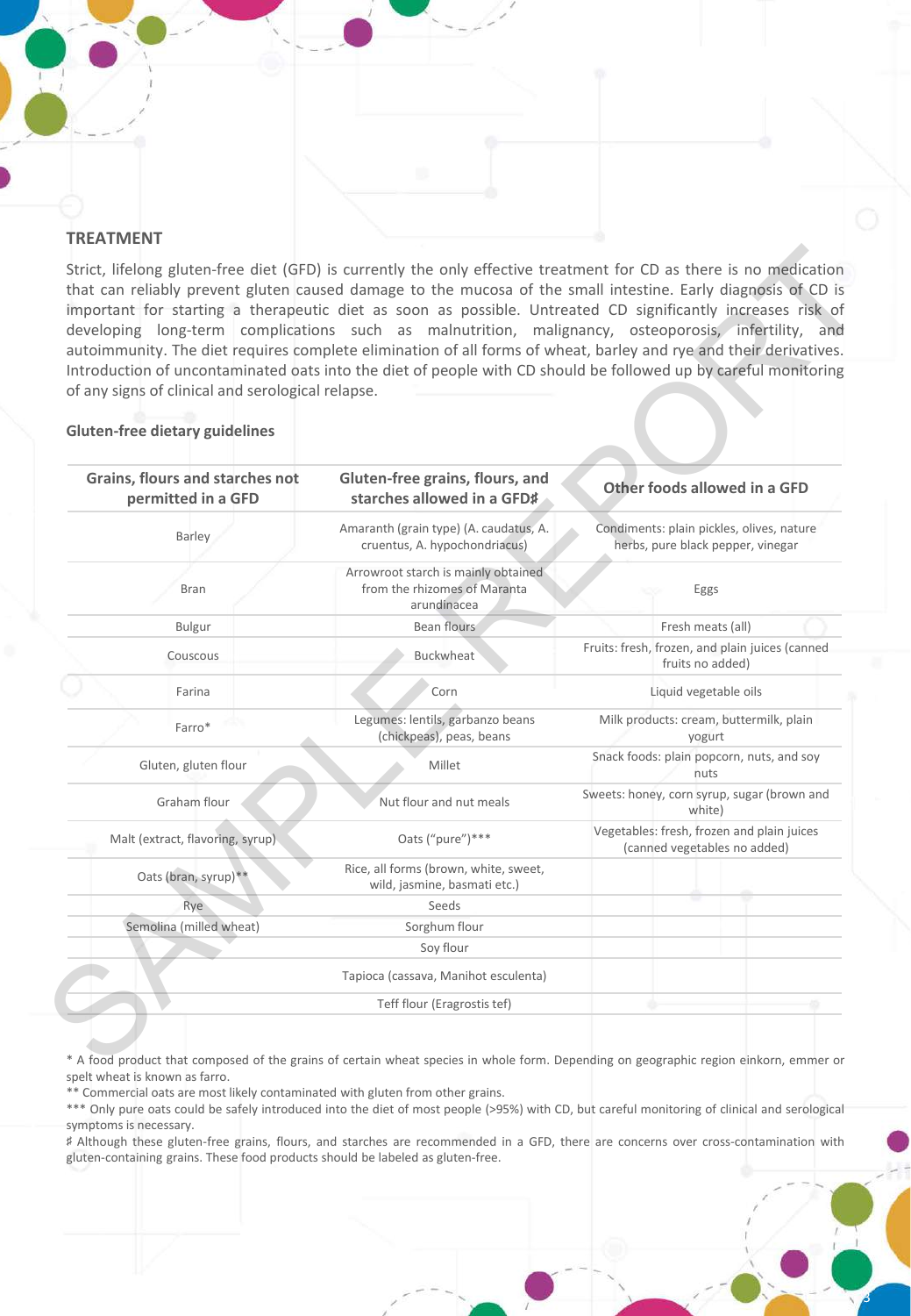## TREATMENT

Strict, lifelong gluten-free diet (GFD) is currently the only effective treatment for CD as there is no medication that can reliably prevent gluten caused damage to the mucosa of the small intestine. Early diagnosis of CD is important for starting a therapeutic diet as soon as possible. Untreated CD significantly increases risk of developing long-term complications such as malnutrition, malignancy, osteoporosis, infertility, and autoimmunity. The diet requires complete elimination of all forms of wheat, barley and rye and their derivatives. Introduction of uncontaminated oats into the diet of people with CD should be followed up by careful monitoring of any signs of clinical and serological relapse.

### Gluten-free dietary guidelines

| Grains, flours and starches not permitted in a GFD | Gluten-free grains, flours, and starches allowed in a GFD♯ | Other foods allowed in a GFD |
|---|---|---|
| Barley | Amaranth (grain type) (A. caudatus, A. cruentus, A. hypochondriacus) | Condiments: plain pickles, olives, nature herbs, pure black pepper, vinegar |
| Bran | Arrowroot starch is mainly obtained from the rhizomes of Maranta arundinacea | Eggs |
| Bulgur | Bean flours | Fresh meats (all) |
| Couscous | Buckwheat | Fruits: fresh, frozen, and plain juices (canned fruits no added) |
| Farina | Corn | Liquid vegetable oils |
| Farro* | Legumes: lentils, garbanzo beans (chickpeas), peas, beans | Milk products: cream, buttermilk, plain yogurt |
| Gluten, gluten flour | Millet | Snack foods: plain popcorn, nuts, and soy nuts |
| Graham flour | Nut flour and nut meals | Sweets: honey, corn syrup, sugar (brown and white) |
| Malt (extract, flavoring, syrup) | Oats ("pure")*** | Vegetables: fresh, frozen and plain juices (canned vegetables no added) |
| Oats (bran, syrup)** | Rice, all forms (brown, white, sweet, wild, jasmine, basmati etc.) | |
| Rye | Seeds | |
| Semolina (milled wheat) | Sorghum flour | |
| | Soy flour | |
| | Tapioca (cassava, Manihot esculenta) | |
| | Teff flour (Eragrostis tef) | |

\* A food product that composed of the grains of certain wheat species in whole form. Depending on geographic region einkorn, emmer or spelt wheat is known as farro.

** Commercial oats are most likely contaminated with gluten from other grains.

*** Only pure oats could be safely introduced into the diet of most people (>95%) with CD, but careful monitoring of clinical and serological symptoms is necessary.

♯ Although these gluten-free grains, flours, and starches are recommended in a GFD, there are concerns over cross-contamination with gluten-containing grains. These food products should be labeled as gluten-free.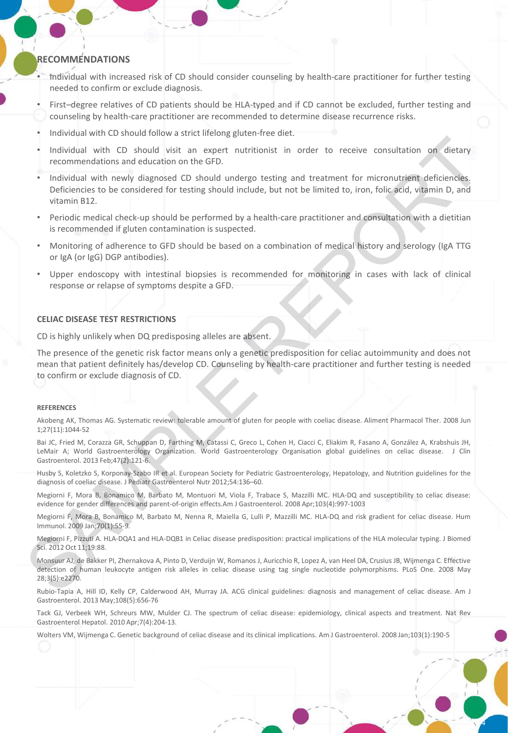## RECOMMENDATIONS

- Individual with increased risk of CD should consider counseling by health-care practitioner for further testing needed to confirm or exclude diagnosis.
- First–degree relatives of CD patients should be HLA-typed and if CD cannot be excluded, further testing and counseling by health-care practitioner are recommended to determine disease recurrence risks.
- Individual with CD should follow a strict lifelong gluten-free diet.
- Individual with CD should visit an expert nutritionist in order to receive consultation on dietary recommendations and education on the GFD.
- Individual with newly diagnosed CD should undergo testing and treatment for micronutrient deficiencies. Deficiencies to be considered for testing should include, but not be limited to, iron, folic acid, vitamin D, and vitamin B12.
- Periodic medical check-up should be performed by a health-care practitioner and consultation with a dietitian is recommended if gluten contamination is suspected.
- Monitoring of adherence to GFD should be based on a combination of medical history and serology (IgA TTG or IgA (or IgG) DGP antibodies).
- Upper endoscopy with intestinal biopsies is recommended for monitoring in cases with lack of clinical response or relapse of symptoms despite a GFD.

## CELIAC DISEASE TEST RESTRICTIONS

CD is highly unlikely when DQ predisposing alleles are absent.

The presence of the genetic risk factor means only a genetic predisposition for celiac autoimmunity and does not mean that patient definitely has/develop CD. Counseling by health-care practitioner and further testing is needed to confirm or exclude diagnosis of CD.

#### REFERENCES

Akobeng AK, Thomas AG. Systematic review: tolerable amount of gluten for people with coeliac disease. Aliment Pharmacol Ther. 2008 Jun 1;27(11):1044-52

Bai JC, Fried M, Corazza GR, Schuppan D, Farthing M, Catassi C, Greco L, Cohen H, Ciacci C, Eliakim R, Fasano A, González A, Krabshuis JH, LeMair A; World Gastroenterology Organization. World Gastroenterology Organisation global guidelines on celiac disease. J Clin Gastroenterol. 2013 Feb;47(2):121-6.

Husby S, Koletzko S, Korponay-Szabo IR et al. European Society for Pediatric Gastroenterology, Hepatology, and Nutrition guidelines for the diagnosis of coeliac disease. J Pediatr Gastroenterol Nutr 2012;54:136–60.

Megiorni F, Mora B, Bonamico M, Barbato M, Montuori M, Viola F, Trabace S, Mazzilli MC. HLA-DQ and susceptibility to celiac disease: evidence for gender differences and parent-of-origin effects.Am J Gastroenterol. 2008 Apr;103(4):997-1003

Megiorni F, Mora B, Bonamico M, Barbato M, Nenna R, Maiella G, Lulli P, Mazzilli MC. HLA-DQ and risk gradient for celiac disease. Hum Immunol. 2009 Jan;70(1):55-9.

Megiorni F, Pizzuti A. HLA-DQA1 and HLA-DQB1 in Celiac disease predisposition: practical implications of the HLA molecular typing. J Biomed Sci. 2012 Oct 11;19:88.

Monsuur AJ, de Bakker PI, Zhernakova A, Pinto D, Verduijn W, Romanos J, Auricchio R, Lopez A, van Heel DA, Crusius JB, Wijmenga C. Effective detection of human leukocyte antigen risk alleles in celiac disease using tag single nucleotide polymorphisms. PLoS One. 2008 May 28;3(5):e2270.

Rubio-Tapia A, Hill ID, Kelly CP, Calderwood AH, Murray JA. ACG clinical guidelines: diagnosis and management of celiac disease. Am J Gastroenterol. 2013 May;108(5):656-76

Tack GJ, Verbeek WH, Schreurs MW, Mulder CJ. The spectrum of celiac disease: epidemiology, clinical aspects and treatment. Nat Rev Gastroenterol Hepatol. 2010 Apr;7(4):204-13.

Wolters VM, Wijmenga C. Genetic background of celiac disease and its clinical implications. Am J Gastroenterol. 2008 Jan;103(1):190-5